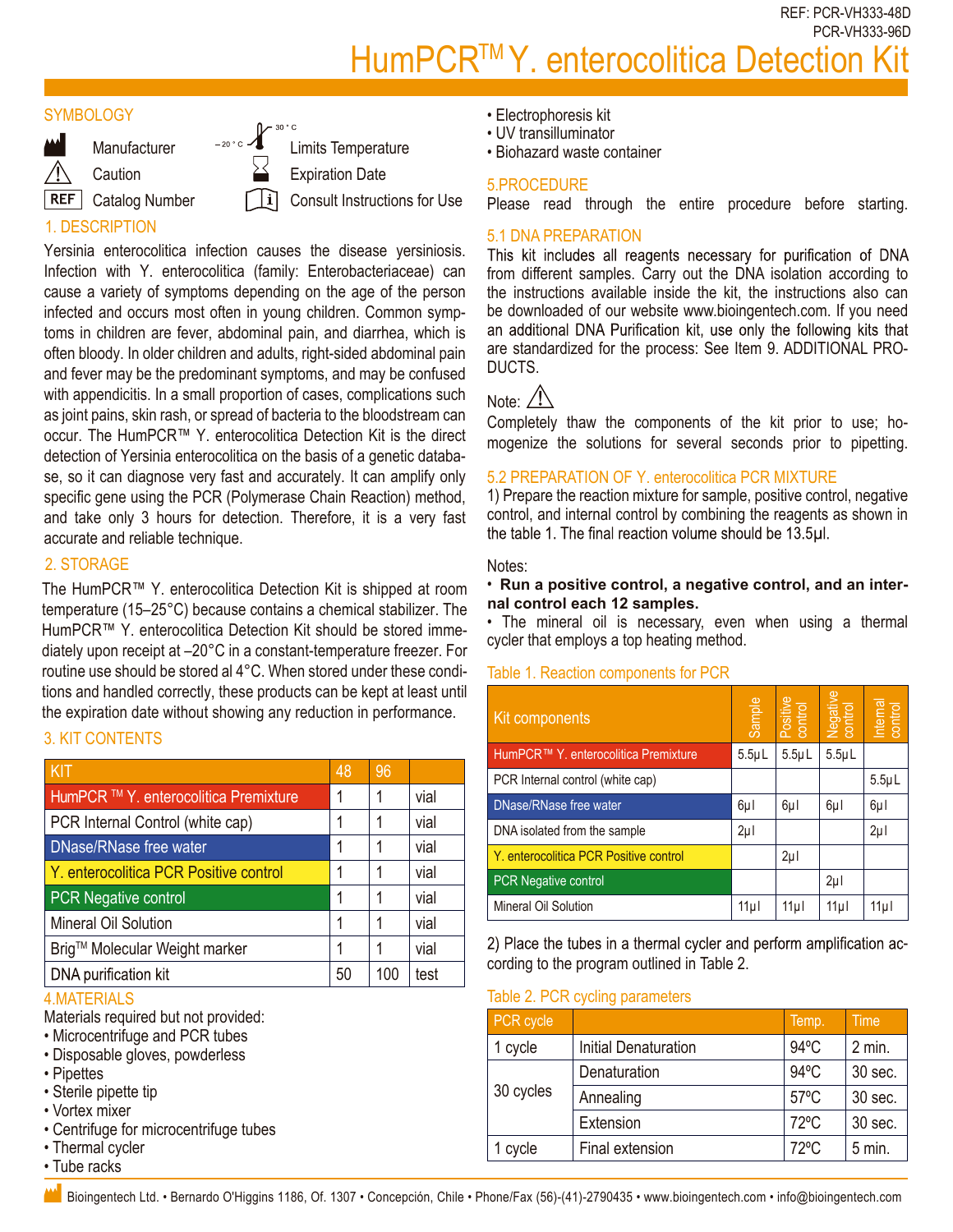REF: PCR-VH333-48D
PCR-VH333-96D

# HumPCR™ Y. enterocolitica Detection Kit

## SYMBOLOGY

- Manufacturer
- Caution
- REF Catalog Number
- –20 °C / 30 °C Limits Temperature
- Expiration Date
- Consult Instructions for Use

## 1. DESCRIPTION

Yersinia enterocolitica infection causes the disease yersiniosis. Infection with Y. enterocolitica (family: Enterobacteriaceae) can cause a variety of symptoms depending on the age of the person infected and occurs most often in young children. Common symptoms in children are fever, abdominal pain, and diarrhea, which is often bloody. In older children and adults, right-sided abdominal pain and fever may be the predominant symptoms, and may be confused with appendicitis. In a small proportion of cases, complications such as joint pains, skin rash, or spread of bacteria to the bloodstream can occur. The HumPCR™ Y. enterocolitica Detection Kit is the direct detection of Yersinia enterocolitica on the basis of a genetic database, so it can diagnose very fast and accurately. It can amplify only specific gene using the PCR (Polymerase Chain Reaction) method, and take only 3 hours for detection. Therefore, it is a very fast accurate and reliable technique.

## 2. STORAGE

The HumPCR™ Y. enterocolitica Detection Kit is shipped at room temperature (15–25°C) because contains a chemical stabilizer. The HumPCR™ Y. enterocolitica Detection Kit should be stored immediately upon receipt at –20°C in a constant-temperature freezer. For routine use should be stored al 4°C. When stored under these conditions and handled correctly, these products can be kept at least until the expiration date without showing any reduction in performance.

## 3. KIT CONTENTS

| KIT | 48 | 96 | |
|---|---|---|---|
| HumPCR ™ Y. enterocolitica Premixture | 1 | 1 | vial |
| PCR Internal Control (white cap) | 1 | 1 | vial |
| DNase/RNase free water | 1 | 1 | vial |
| Y. enterocolitica PCR Positive control | 1 | 1 | vial |
| PCR Negative control | 1 | 1 | vial |
| Mineral Oil Solution | 1 | 1 | vial |
| Brig™ Molecular Weight marker | 1 | 1 | vial |
| DNA purification kit | 50 | 100 | test |

## 4.MATERIALS

Materials required but not provided:

- Microcentrifuge and PCR tubes
- Disposable gloves, powderless
- Pipettes
- Sterile pipette tip
- Vortex mixer
- Centrifuge for microcentrifuge tubes
- Thermal cycler
- Tube racks
- Electrophoresis kit
- UV transilluminator
- Biohazard waste container

## 5.PROCEDURE

Please read through the entire procedure before starting.

### 5.1 DNA PREPARATION

This kit includes all reagents necessary for purification of DNA from different samples. Carry out the DNA isolation according to the instructions available inside the kit, the instructions also can be downloaded of our website www.bioingentech.com. If you need an additional DNA Purification kit, use only the following kits that are standardized for the process: See Item 9. ADDITIONAL PRODUCTS.

Note: ⚠

Completely thaw the components of the kit prior to use; homogenize the solutions for several seconds prior to pipetting.

### 5.2 PREPARATION OF Y. enterocolitica PCR MIXTURE

1) Prepare the reaction mixture for sample, positive control, negative control, and internal control by combining the reagents as shown in the table 1. The final reaction volume should be 13.5µl.

Notes:

- **Run a positive control, a negative control, and an internal control each 12 samples.**
- The mineral oil is necessary, even when using a thermal cycler that employs a top heating method.

Table 1. Reaction components for PCR

| Kit components | Sample | Positive control | Negative control | Internal control |
|---|---|---|---|---|
| HumPCR™ Y. enterocolitica Premixture | 5.5µL | 5.5µL | 5.5µL | |
| PCR Internal control (white cap) | | | | 5.5µL |
| DNase/RNase free water | 6µl | 6µl | 6µl | 6µl |
| DNA isolated from the sample | 2µl | | | 2µl |
| Y. enterocolitica PCR Positive control | | 2µl | | |
| PCR Negative control | | | 2µl | |
| Mineral Oil Solution | 11µl | 11µl | 11µl | 11µl |

2) Place the tubes in a thermal cycler and perform amplification according to the program outlined in Table 2.

Table 2. PCR cycling parameters

| PCR cycle | | Temp. | Time |
|---|---|---|---|
| 1 cycle | Initial Denaturation | 94ºC | 2 min. |
| 30 cycles | Denaturation | 94ºC | 30 sec. |
| | Annealing | 57ºC | 30 sec. |
| | Extension | 72ºC | 30 sec. |
| 1 cycle | Final extension | 72ºC | 5 min. |

Bioingentech Ltd. • Bernardo O'Higgins 1186, Of. 1307 • Concepción, Chile • Phone/Fax (56)-(41)-2790435 • www.bioingentech.com • info@bioingentech.com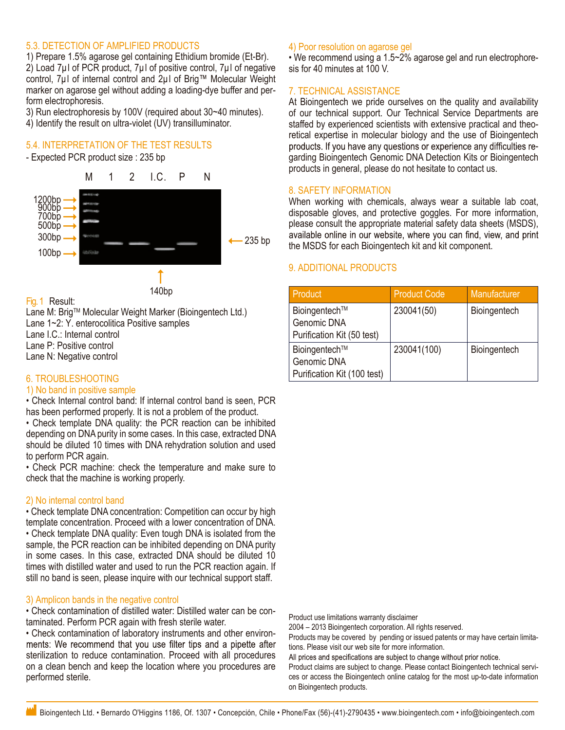### 5.3. DETECTION OF AMPLIFIED PRODUCTS

1) Prepare 1.5% agarose gel containing Ethidium bromide (Et-Br).
2) Load 7μl of PCR product, 7μl of positive control, 7μl of negative control, 7μl of internal control and 2μl of Brig™ Molecular Weight marker on agarose gel without adding a loading-dye buffer and perform electrophoresis.
3) Run electrophoresis by 100V (required about 30~40 minutes).
4) Identify the result on ultra-violet (UV) transilluminator.

### 5.4. INTERPRETATION OF THE TEST RESULTS

- Expected PCR product size : 235 bp

M 1 2 I.C. P N

1200bp
900bp
700bp
500bp
300bp
100bp

235 bp

140bp

Fig. 1 Result:
Lane M: Brig™ Molecular Weight Marker (Bioingentech Ltd.)
Lane 1~2: Y. enterocolitica Positive samples
Lane I.C.: Internal control
Lane P: Positive control
Lane N: Negative control

## 6. TROUBLESHOOTING

### 1) No band in positive sample

• Check Internal control band: If internal control band is seen, PCR has been performed properly. It is not a problem of the product.
• Check template DNA quality: the PCR reaction can be inhibited depending on DNA purity in some cases. In this case, extracted DNA should be diluted 10 times with DNA rehydration solution and used to perform PCR again.
• Check PCR machine: check the temperature and make sure to check that the machine is working properly.

### 2) No internal control band

• Check template DNA concentration: Competition can occur by high template concentration. Proceed with a lower concentration of DNA.
• Check template DNA quality: Even tough DNA is isolated from the sample, the PCR reaction can be inhibited depending on DNA purity in some cases. In this case, extracted DNA should be diluted 10 times with distilled water and used to run the PCR reaction again. If still no band is seen, please inquire with our technical support staff.

### 3) Amplicon bands in the negative control

• Check contamination of distilled water: Distilled water can be contaminated. Perform PCR again with fresh sterile water.
• Check contamination of laboratory instruments and other environments: We recommend that you use filter tips and a pipette after sterilization to reduce contamination. Proceed with all procedures on a clean bench and keep the location where you procedures are performed sterile.

### 4) Poor resolution on agarose gel

• We recommend using a 1.5~2% agarose gel and run electrophoresis for 40 minutes at 100 V.

## 7. TECHNICAL ASSISTANCE

At Bioingentech we pride ourselves on the quality and availability of our technical support. Our Technical Service Departments are staffed by experienced scientists with extensive practical and theoretical expertise in molecular biology and the use of Bioingentech products. If you have any questions or experience any difficulties regarding Bioingentech Genomic DNA Detection Kits or Bioingentech products in general, please do not hesitate to contact us.

## 8. SAFETY INFORMATION

When working with chemicals, always wear a suitable lab coat, disposable gloves, and protective goggles. For more information, please consult the appropriate material safety data sheets (MSDS), available online in our website, where you can find, view, and print the MSDS for each Bioingentech kit and kit component.

## 9. ADDITIONAL PRODUCTS

| Product | Product Code | Manufacturer |
|---|---|---|
| Bioingentech™ Genomic DNA Purification Kit (50 test) | 230041(50) | Bioingentech |
| Bioingentech™ Genomic DNA Purification Kit (100 test) | 230041(100) | Bioingentech |

Product use limitations warranty disclaimer
2004 – 2013 Bioingentech corporation. All rights reserved.
Products may be covered by pending or issued patents or may have certain limitations. Please visit our web site for more information.
All prices and specifications are subject to change without prior notice.
Product claims are subject to change. Please contact Bioingentech technical services or access the Bioingentech online catalog for the most up-to-date information on Bioingentech products.

Bioingentech Ltd. • Bernardo O'Higgins 1186, Of. 1307 • Concepción, Chile • Phone/Fax (56)-(41)-2790435 • www.bioingentech.com • info@bioingentech.com